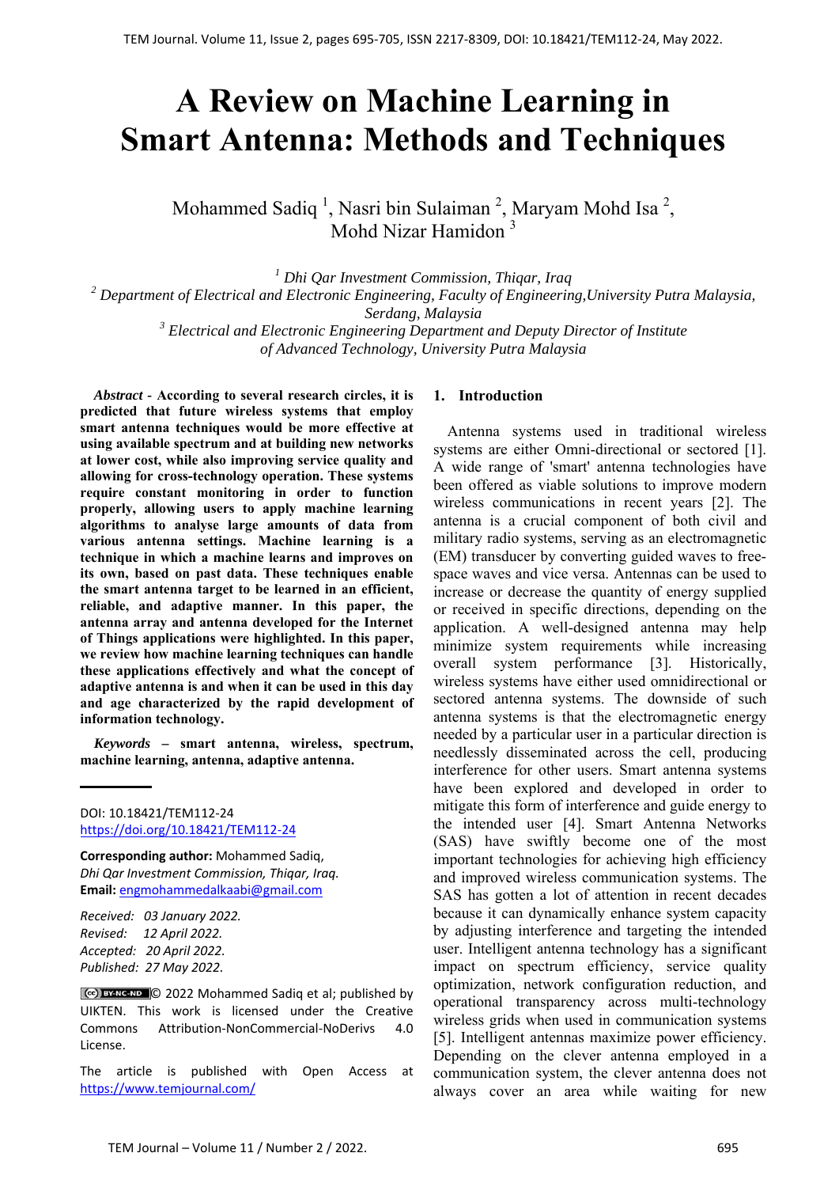# A Review on Machine Learning in Smart Antenna: Methods and Techniques

Mohammed Sadiq [1], Nasri bin Sulaiman [2], Maryam Mohd Isa [2], Mohd Nizar Hamidon [3]

[1] *Dhi Qar Investment Commission, Thiqar, Iraq*
[2] *Department of Electrical and Electronic Engineering, Faculty of Engineering,University Putra Malaysia, Serdang, Malaysia*
[3] *Electrical and Electronic Engineering Department and Deputy Director of Institute of Advanced Technology, University Putra Malaysia*

***Abstract*** **- According to several research circles, it is predicted that future wireless systems that employ smart antenna techniques would be more effective at using available spectrum and at building new networks at lower cost, while also improving service quality and allowing for cross-technology operation. These systems require constant monitoring in order to function properly, allowing users to apply machine learning algorithms to analyse large amounts of data from various antenna settings. Machine learning is a technique in which a machine learns and improves on its own, based on past data. These techniques enable the smart antenna target to be learned in an efficient, reliable, and adaptive manner. In this paper, the antenna array and antenna developed for the Internet of Things applications were highlighted. In this paper, we review how machine learning techniques can handle these applications effectively while the concept of adaptive antenna is and when it can be used in this day and age characterized by the rapid development of information technology.**

***Keywords*** **– smart antenna, wireless, spectrum, machine learning, antenna, adaptive antenna.**

DOI: 10.18421/TEM112-24
https://doi.org/10.18421/TEM112-24

**Corresponding author:** Mohammed Sadiq,
*Dhi Qar Investment Commission, Thiqar, Iraq.*
**Email:** engmohammedalkaabi@gmail.com

*Received: 03 January 2022.*
*Revised: 12 April 2022.*
*Accepted: 20 April 2022.*
*Published: 27 May 2022.*

© 2022 Mohammed Sadiq et al; published by UIKTEN. This work is licensed under the Creative Commons Attribution-NonCommercial-NoDerivs 4.0 License.

The article is published with Open Access at https://www.temjournal.com/

## 1. Introduction

Antenna systems used in traditional wireless systems are either Omni-directional or sectored [1]. A wide range of 'smart' antenna technologies have been offered as viable solutions to improve modern wireless communications in recent years [2]. The antenna is a crucial component of both civil and military radio systems, serving as an electromagnetic (EM) transducer by converting guided waves to free-space waves and vice versa. Antennas can be used to increase or decrease the quantity of energy supplied or received in specific directions, depending on the application. A well-designed antenna may help minimize system requirements while increasing overall system performance [3]. Historically, wireless systems have either used omnidirectional or sectored antenna systems. The downside of such antenna systems is that the electromagnetic energy needed by a particular user in a particular direction is needlessly disseminated across the cell, producing interference for other users. Smart antenna systems have been explored and developed in order to mitigate this form of interference and guide energy to the intended user [4]. Smart Antenna Networks (SAS) have swiftly become one of the most important technologies for achieving high efficiency and improved wireless communication systems. The SAS has gotten a lot of attention in recent decades because it can dynamically enhance system capacity by adjusting interference and targeting the intended user. Intelligent antenna technology has a significant impact on spectrum efficiency, service quality optimization, network configuration reduction, and operational transparency across multi-technology wireless grids when used in communication systems [5]. Intelligent antennas maximize power efficiency. Depending on the clever antenna employed in a communication system, the clever antenna does not always cover an area while waiting for new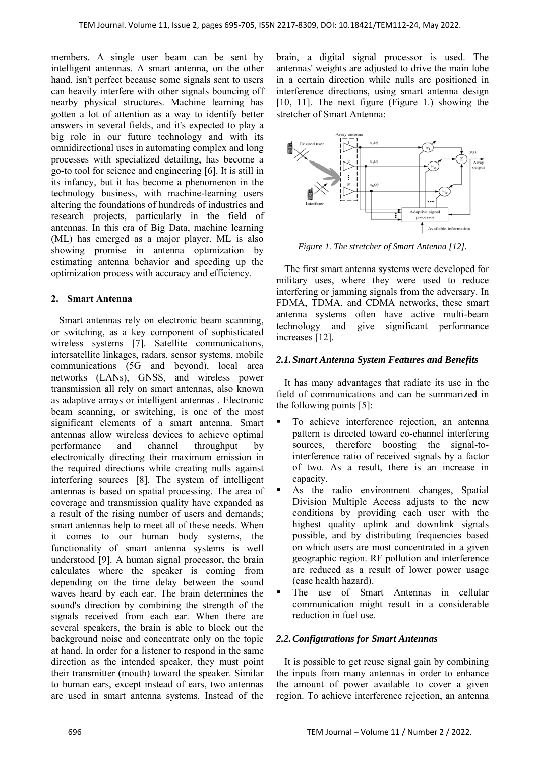members. A single user beam can be sent by intelligent antennas. A smart antenna, on the other hand, isn't perfect because some signals sent to users can heavily interfere with other signals bouncing off nearby physical structures. Machine learning has gotten a lot of attention as a way to identify better answers in several fields, and it's expected to play a big role in our future technology and with its omnidirectional uses in automating complex and long processes with specialized detailing, has become a go-to tool for science and engineering [6]. It is still in its infancy, but it has become a phenomenon in the technology business, with machine-learning users altering the foundations of hundreds of industries and research projects, particularly in the field of antennas. In this era of Big Data, machine learning (ML) has emerged as a major player. ML is also showing promise in antenna optimization by estimating antenna behavior and speeding up the optimization process with accuracy and efficiency.

## 2. Smart Antenna

Smart antennas rely on electronic beam scanning, or switching, as a key component of sophisticated wireless systems [7]. Satellite communications, intersatellite linkages, radars, sensor systems, mobile communications (5G and beyond), local area networks (LANs), GNSS, and wireless power transmission all rely on smart antennas, also known as adaptive arrays or intelligent antennas . Electronic beam scanning, or switching, is one of the most significant elements of a smart antenna. Smart antennas allow wireless devices to achieve optimal performance and channel throughput by electronically directing their maximum emission in the required directions while creating nulls against interfering sources [8]. The system of intelligent antennas is based on spatial processing. The area of coverage and transmission quality have expanded as a result of the rising number of users and demands; smart antennas help to meet all of these needs. When it comes to our human body systems, the functionality of smart antenna systems is well understood [9]. A human signal processor, the brain calculates where the speaker is coming from depending on the time delay between the sound waves heard by each ear. The brain determines the sound's direction by combining the strength of the signals received from each ear. When there are several speakers, the brain is able to block out the background noise and concentrate only on the topic at hand. In order for a listener to respond in the same direction as the intended speaker, they must point their transmitter (mouth) toward the speaker. Similar to human ears, except instead of ears, two antennas are used in smart antenna systems. Instead of the brain, a digital signal processor is used. The antennas' weights are adjusted to drive the main lobe in a certain direction while nulls are positioned in interference directions, using smart antenna design [10, 11]. The next figure (Figure 1.) showing the stretcher of Smart Antenna:

*Figure 1. The stretcher of Smart Antenna [12].*

The first smart antenna systems were developed for military uses, where they were used to reduce interfering or jamming signals from the adversary. In FDMA, TDMA, and CDMA networks, these smart antenna systems often have active multi-beam technology and give significant performance increases [12].

### 2.1. Smart Antenna System Features and Benefits

It has many advantages that radiate its use in the field of communications and can be summarized in the following points [5]:

- To achieve interference rejection, an antenna pattern is directed toward co-channel interfering sources, therefore boosting the signal-to-interference ratio of received signals by a factor of two. As a result, there is an increase in capacity.
- As the radio environment changes, Spatial Division Multiple Access adjusts to the new conditions by providing each user with the highest quality uplink and downlink signals possible, and by distributing frequencies based on which users are most concentrated in a given geographic region. RF pollution and interference are reduced as a result of lower power usage (ease health hazard).
- The use of Smart Antennas in cellular communication might result in a considerable reduction in fuel use.

### 2.2. Configurations for Smart Antennas

It is possible to get reuse signal gain by combining the inputs from many antennas in order to enhance the amount of power available to cover a given region. To achieve interference rejection, an antenna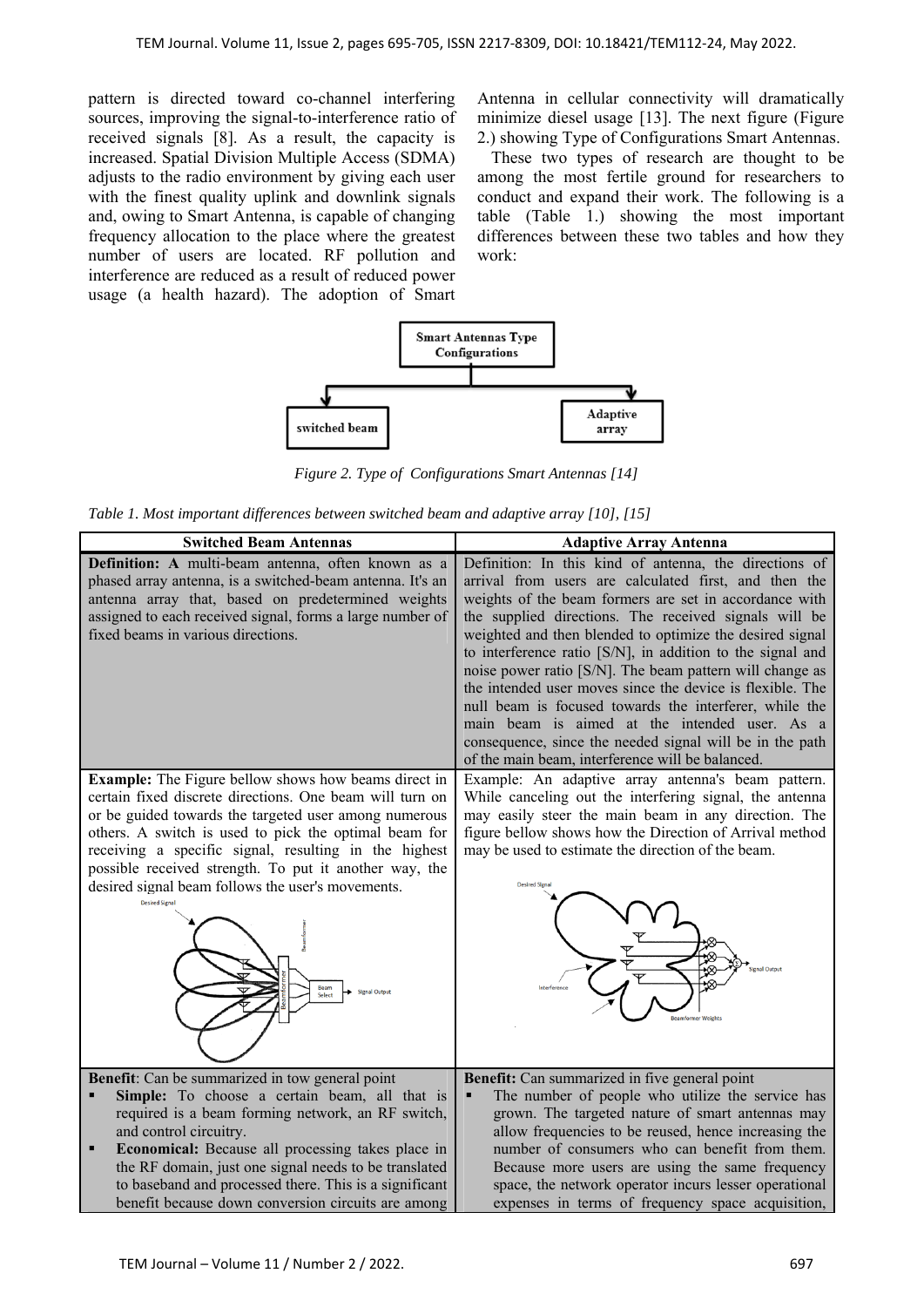pattern is directed toward co-channel interfering sources, improving the signal-to-interference ratio of received signals [8]. As a result, the capacity is increased. Spatial Division Multiple Access (SDMA) adjusts to the radio environment by giving each user with the finest quality uplink and downlink signals and, owing to Smart Antenna, is capable of changing frequency allocation to the place where the greatest number of users are located. RF pollution and interference are reduced as a result of reduced power usage (a health hazard). The adoption of Smart Antenna in cellular connectivity will dramatically minimize diesel usage [13]. The next figure (Figure 2.) showing Type of Configurations Smart Antennas.

These two types of research are thought to be among the most fertile ground for researchers to conduct and expand their work. The following is a table (Table 1.) showing the most important differences between these two tables and how they work:

*Figure 2. Type of Configurations Smart Antennas [14]*

*Table 1. Most important differences between switched beam and adaptive array [10], [15]*

| Switched Beam Antennas | Adaptive Array Antenna |
|---|---|
| **Definition: A** multi-beam antenna, often known as a phased array antenna, is a switched-beam antenna. It's an antenna array that, based on predetermined weights assigned to each received signal, forms a large number of fixed beams in various directions. | Definition: In this kind of antenna, the directions of arrival from users are calculated first, and then the weights of the beam formers are set in accordance with the supplied directions. The received signals will be weighted and then blended to optimize the desired signal to interference ratio [S/N], in addition to the signal and noise power ratio [S/N]. The beam pattern will change as the intended user moves since the device is flexible. The null beam is focused towards the interferer, while the main beam is aimed at the intended user. As a consequence, since the needed signal will be in the path of the main beam, interference will be balanced. |
| **Example:** The Figure bellow shows how beams direct in certain fixed discrete directions. One beam will turn on or be guided towards the targeted user among numerous others. A switch is used to pick the optimal beam for receiving a specific signal, resulting in the highest possible received strength. To put it another way, the desired signal beam follows the user's movements. | Example: An adaptive array antenna's beam pattern. While canceling out the interfering signal, the antenna may easily steer the main beam in any direction. The figure bellow shows how the Direction of Arrival method may be used to estimate the direction of the beam. |
| **Benefit**: Can be summarized in tow general point<br>▪ **Simple:** To choose a certain beam, all that is required is a beam forming network, an RF switch, and control circuitry.<br>▪ **Economical:** Because all processing takes place in the RF domain, just one signal needs to be translated to baseband and processed there. This is a significant benefit because down conversion circuits are among | **Benefit:** Can summarized in five general point<br>▪ The number of people who utilize the service has grown. The targeted nature of smart antennas may allow frequencies to be reused, hence increasing the number of consumers who can benefit from them. Because more users are using the same frequency space, the network operator incurs lesser operational expenses in terms of frequency space acquisition, |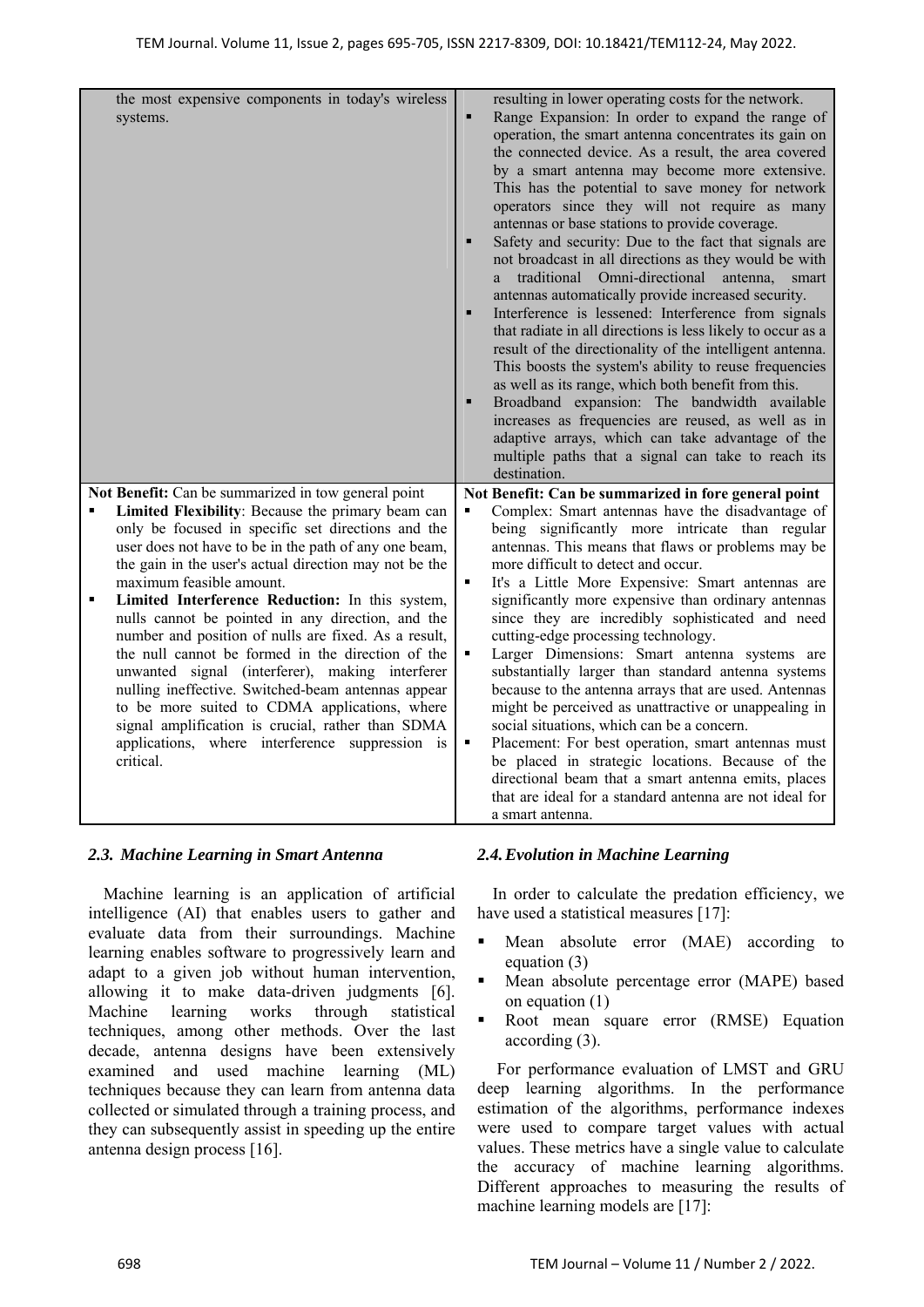| | |
|---|---|
| the most expensive components in today's wireless systems. | resulting in lower operating costs for the network.<br>▪ Range Expansion: In order to expand the range of operation, the smart antenna concentrates its gain on the connected device. As a result, the area covered by a smart antenna may become more extensive. This has the potential to save money for network operators since they will not require as many antennas or base stations to provide coverage.<br>▪ Safety and security: Due to the fact that signals are not broadcast in all directions as they would be with a traditional Omni-directional antenna, smart antennas automatically provide increased security.<br>▪ Interference is lessened: Interference from signals that radiate in all directions is less likely to occur as a result of the directionality of the intelligent antenna. This boosts the system's ability to reuse frequencies as well as its range, which both benefit from this.<br>▪ Broadband expansion: The bandwidth available increases as frequencies are reused, as well as in adaptive arrays, which can take advantage of the multiple paths that a signal can take to reach its destination. |
| **Not Benefit:** Can be summarized in tow general point<br>▪ **Limited Flexibility**: Because the primary beam can only be focused in specific set directions and the user does not have to be in the path of any one beam, the gain in the user's actual direction may not be the maximum feasible amount.<br>▪ **Limited Interference Reduction:** In this system, nulls cannot be pointed in any direction, and the number and position of nulls are fixed. As a result, the null cannot be formed in the direction of the unwanted signal (interferer), making interferer nulling ineffective. Switched-beam antennas appear to be more suited to CDMA applications, where signal amplification is crucial, rather than SDMA applications, where interference suppression is critical. | **Not Benefit: Can be summarized in fore general point**<br>▪ Complex: Smart antennas have the disadvantage of being significantly more intricate than regular antennas. This means that flaws or problems may be more difficult to detect and occur.<br>▪ It's a Little More Expensive: Smart antennas are significantly more expensive than ordinary antennas since they are incredibly sophisticated and need cutting-edge processing technology.<br>▪ Larger Dimensions: Smart antenna systems are substantially larger than standard antenna systems because to the antenna arrays that are used. Antennas might be perceived as unattractive or unappealing in social situations, which can be a concern.<br>▪ Placement: For best operation, smart antennas must be placed in strategic locations. Because of the directional beam that a smart antenna emits, places that are ideal for a standard antenna are not ideal for a smart antenna. |

### *2.3. Machine Learning in Smart Antenna*

Machine learning is an application of artificial intelligence (AI) that enables users to gather and evaluate data from their surroundings. Machine learning enables software to progressively learn and adapt to a given job without human intervention, allowing it to make data-driven judgments [6]. Machine learning works through statistical techniques, among other methods. Over the last decade, antenna designs have been extensively examined and used machine learning (ML) techniques because they can learn from antenna data collected or simulated through a training process, and they can subsequently assist in speeding up the entire antenna design process [16].

### *2.4. Evolution in Machine Learning*

In order to calculate the predation efficiency, we have used a statistical measures [17]:

- Mean absolute error (MAE) according to equation (3)
- Mean absolute percentage error (MAPE) based on equation (1)
- Root mean square error (RMSE) Equation according (3).

For performance evaluation of LMST and GRU deep learning algorithms. In the performance estimation of the algorithms, performance indexes were used to compare target values with actual values. These metrics have a single value to calculate the accuracy of machine learning algorithms. Different approaches to measuring the results of machine learning models are [17]: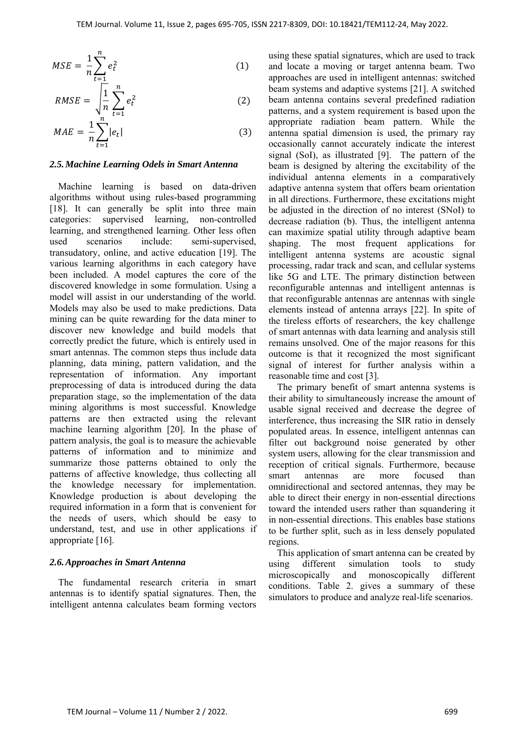$$MSE = \frac{1}{n}\sum_{t=1}^{n} e_t^2 \tag{1}$$

$$RMSE = \sqrt{\frac{1}{n}\sum_{t=1}^{n} e_t^2} \tag{2}$$

$$MAE = \frac{1}{n}\sum_{t=1}^{n} |e_t| \tag{3}$$

### *2.5. Machine Learning Odels in Smart Antenna*

Machine learning is based on data-driven algorithms without using rules-based programming [18]. It can generally be split into three main categories: supervised learning, non-controlled learning, and strengthened learning. Other less often used scenarios include: semi-supervised, transudatory, online, and active education [19]. The various learning algorithms in each category have been included. A model captures the core of the discovered knowledge in some formulation. Using a model will assist in our understanding of the world. Models may also be used to make predictions. Data mining can be quite rewarding for the data miner to discover new knowledge and build models that correctly predict the future, which is entirely used in smart antennas. The common steps thus include data planning, data mining, pattern validation, and the representation of information. Any important preprocessing of data is introduced during the data preparation stage, so the implementation of the data mining algorithms is most successful. Knowledge patterns are then extracted using the relevant machine learning algorithm [20]. In the phase of pattern analysis, the goal is to measure the achievable patterns of information and to minimize and summarize those patterns obtained to only the patterns of affective knowledge, thus collecting all the knowledge necessary for implementation. Knowledge production is about developing the required information in a form that is convenient for the needs of users, which should be easy to understand, test, and use in other applications if appropriate [16].

### *2.6. Approaches in Smart Antenna*

The fundamental research criteria in smart antennas is to identify spatial signatures. Then, the intelligent antenna calculates beam forming vectors using these spatial signatures, which are used to track and locate a moving or target antenna beam. Two approaches are used in intelligent antennas: switched beam systems and adaptive systems [21]. A switched beam antenna contains several predefined radiation patterns, and a system requirement is based upon the appropriate radiation beam pattern. While the antenna spatial dimension is used, the primary ray occasionally cannot accurately indicate the interest signal (SoI), as illustrated [9]. The pattern of the beam is designed by altering the excitability of the individual antenna elements in a comparatively adaptive antenna system that offers beam orientation in all directions. Furthermore, these excitations might be adjusted in the direction of no interest (SNoI) to decrease radiation (b). Thus, the intelligent antenna can maximize spatial utility through adaptive beam shaping. The most frequent applications for intelligent antenna systems are acoustic signal processing, radar track and scan, and cellular systems like 5G and LTE. The primary distinction between reconfigurable antennas and intelligent antennas is that reconfigurable antennas are antennas with single elements instead of antenna arrays [22]. In spite of the tireless efforts of researchers, the key challenge of smart antennas with data learning and analysis still remains unsolved. One of the major reasons for this outcome is that it recognized the most significant signal of interest for further analysis within a reasonable time and cost [3].

The primary benefit of smart antenna systems is their ability to simultaneously increase the amount of usable signal received and decrease the degree of interference, thus increasing the SIR ratio in densely populated areas. In essence, intelligent antennas can filter out background noise generated by other system users, allowing for the clear transmission and reception of critical signals. Furthermore, because smart antennas are more focused than omnidirectional and sectored antennas, they may be able to direct their energy in non-essential directions toward the intended users rather than squandering it in non-essential directions. This enables base stations to be further split, such as in less densely populated regions.

This application of smart antenna can be created by using different simulation tools to study microscopically and monoscopically different conditions. Table 2. gives a summary of these simulators to produce and analyze real-life scenarios.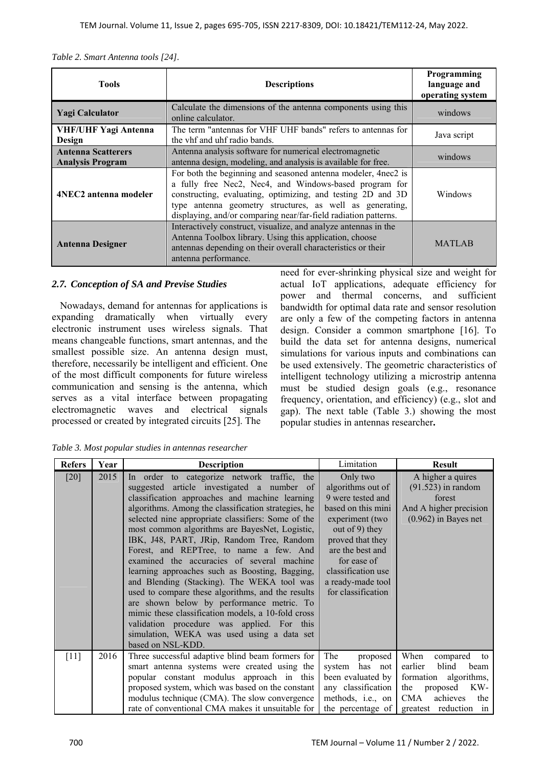*Table 2. Smart Antenna tools [24].*

| Tools | Descriptions | Programming language and operating system |
|---|---|---|
| **Yagi Calculator** | Calculate the dimensions of the antenna components using this online calculator. | windows |
| **VHF/UHF Yagi Antenna Design** | The term "antennas for VHF UHF bands" refers to antennas for the vhf and uhf radio bands. | Java script |
| **Antenna Scatterers Analysis Program** | Antenna analysis software for numerical electromagnetic antenna design, modeling, and analysis is available for free. | windows |
| **4NEC2 antenna modeler** | For both the beginning and seasoned antenna modeler, 4nec2 is a fully free Nec2, Nec4, and Windows-based program for constructing, evaluating, optimizing, and testing 2D and 3D type antenna geometry structures, as well as generating, displaying, and/or comparing near/far-field radiation patterns. | Windows |
| **Antenna Designer** | Interactively construct, visualize, and analyze antennas in the Antenna Toolbox library. Using this application, choose antennas depending on their overall characteristics or their antenna performance. | MATLAB |

### *2.7. Conception of SA and Previse Studies*

Nowadays, demand for antennas for applications is expanding dramatically when virtually every electronic instrument uses wireless signals. That means changeable functions, smart antennas, and the smallest possible size. An antenna design must, therefore, necessarily be intelligent and efficient. One of the most difficult components for future wireless communication and sensing is the antenna, which serves as a vital interface between propagating electromagnetic waves and electrical signals processed or created by integrated circuits [25]. The need for ever-shrinking physical size and weight for actual IoT applications, adequate efficiency for power and thermal concerns, and sufficient bandwidth for optimal data rate and sensor resolution are only a few of the competing factors in antenna design. Consider a common smartphone [16]. To build the data set for antenna designs, numerical simulations for various inputs and combinations can be used extensively. The geometric characteristics of intelligent technology utilizing a microstrip antenna must be studied design goals (e.g., resonance frequency, orientation, and efficiency) (e.g., slot and gap). The next table (Table 3.) showing the most popular studies in antennas researcher**.**

*Table 3. Most popular studies in antennas researcher*

| Refers | Year | Description | Limitation | Result |
|---|---|---|---|---|
| [20] | 2015 | In order to categorize network traffic, the suggested article investigated a number of classification approaches and machine learning algorithms. Among the classification strategies, he selected nine appropriate classifiers: Some of the most common algorithms are BayesNet, Logistic, IBK, J48, PART, JRip, Random Tree, Random Forest, and REPTree, to name a few. And examined the accuracies of several machine learning approaches such as Boosting, Bagging, and Blending (Stacking). The WEKA tool was used to compare these algorithms, and the results are shown below by performance metric. To mimic these classification models, a 10-fold cross validation procedure was applied. For this simulation, WEKA was used using a data set based on NSL-KDD. | Only two algorithms out of 9 were tested and based on this mini experiment (two out of 9) they proved that they are the best and for ease of classification use a ready-made tool for classification | A higher a quires (91.523) in random forest And A higher precision (0.962) in Bayes net |
| [11] | 2016 | Three successful adaptive blind beam formers for smart antenna systems were created using the popular constant modulus approach in this proposed system, which was based on the constant modulus technique (CMA). The slow convergence rate of conventional CMA makes it unsuitable for | The proposed system has not been evaluated by any classification methods, i.e., on the percentage of | When compared to earlier blind beam formation algorithms, the proposed KW-CMA achieves the greatest reduction in |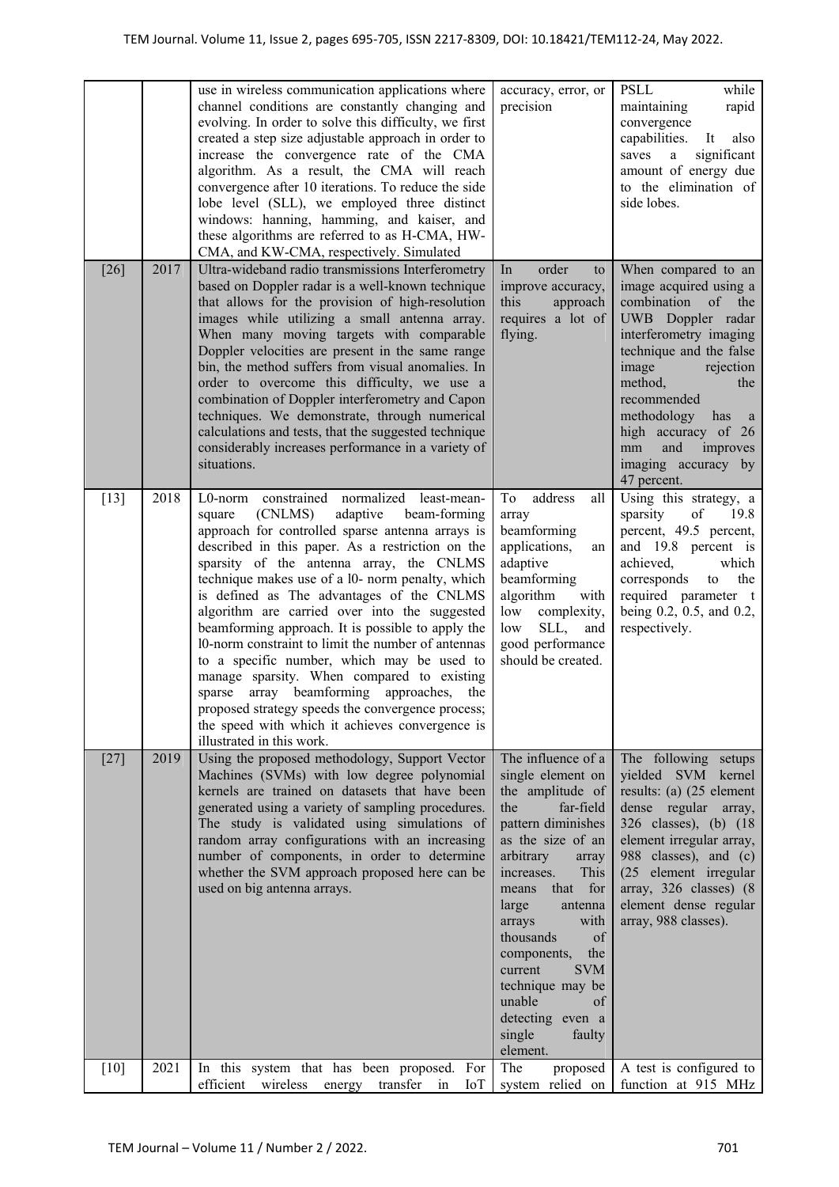| | | | | |
|---|---|---|---|---|
| | | use in wireless communication applications where channel conditions are constantly changing and evolving. In order to solve this difficulty, we first created a step size adjustable approach in order to increase the convergence rate of the CMA algorithm. As a result, the CMA will reach convergence after 10 iterations. To reduce the side lobe level (SLL), we employed three distinct windows: hanning, hamming, and kaiser, and these algorithms are referred to as H-CMA, HW-CMA, and KW-CMA, respectively. Simulated | accuracy, error, or precision | PSLL while maintaining rapid convergence capabilities. It also saves a significant amount of energy due to the elimination of side lobes. |
| [26] | 2017 | Ultra-wideband radio transmissions Interferometry based on Doppler radar is a well-known technique that allows for the provision of high-resolution images while utilizing a small antenna array. When many moving targets with comparable Doppler velocities are present in the same range bin, the method suffers from visual anomalies. In order to overcome this difficulty, we use a combination of Doppler interferometry and Capon techniques. We demonstrate, through numerical calculations and tests, that the suggested technique considerably increases performance in a variety of situations. | In order to improve accuracy, this approach requires a lot of flying. | When compared to an image acquired using a combination of the UWB Doppler radar interferometry imaging technique and the false image rejection method, the recommended methodology has a high accuracy of 26 mm and improves imaging accuracy by 47 percent. |
| [13] | 2018 | L0-norm constrained normalized least-mean-square (CNLMS) adaptive beam-forming approach for controlled sparse antenna arrays is described in this paper. As a restriction on the sparsity of the antenna array, the CNLMS technique makes use of a l0- norm penalty, which is defined as The advantages of the CNLMS algorithm are carried over into the suggested beamforming approach. It is possible to apply the l0-norm constraint to limit the number of antennas to a specific number, which may be used to manage sparsity. When compared to existing sparse array beamforming approaches, the proposed strategy speeds the convergence process; the speed with which it achieves convergence is illustrated in this work. | To address all array beamforming applications, an adaptive beamforming algorithm with low complexity, low SLL, and good performance should be created. | Using this strategy, a sparsity of 19.8 percent, 49.5 percent, and 19.8 percent is achieved, which corresponds to the required parameter t being 0.2, 0.5, and 0.2, respectively. |
| [27] | 2019 | Using the proposed methodology, Support Vector Machines (SVMs) with low degree polynomial kernels are trained on datasets that have been generated using a variety of sampling procedures. The study is validated using simulations of random array configurations with an increasing number of components, in order to determine whether the SVM approach proposed here can be used on big antenna arrays. | The influence of a single element on the amplitude of the far-field pattern diminishes as the size of an arbitrary array increases. This means that for large antenna arrays with thousands of components, the current SVM technique may be unable of detecting even a single faulty element. | The following setups yielded SVM kernel results: (a) (25 element dense regular array, 326 classes), (b) (18 element irregular array, 988 classes), and (c) (25 element irregular array, 326 classes) (8 element dense regular array, 988 classes). |
| [10] | 2021 | In this system that has been proposed. For efficient wireless energy transfer in IoT | The proposed system relied on | A test is configured to function at 915 MHz |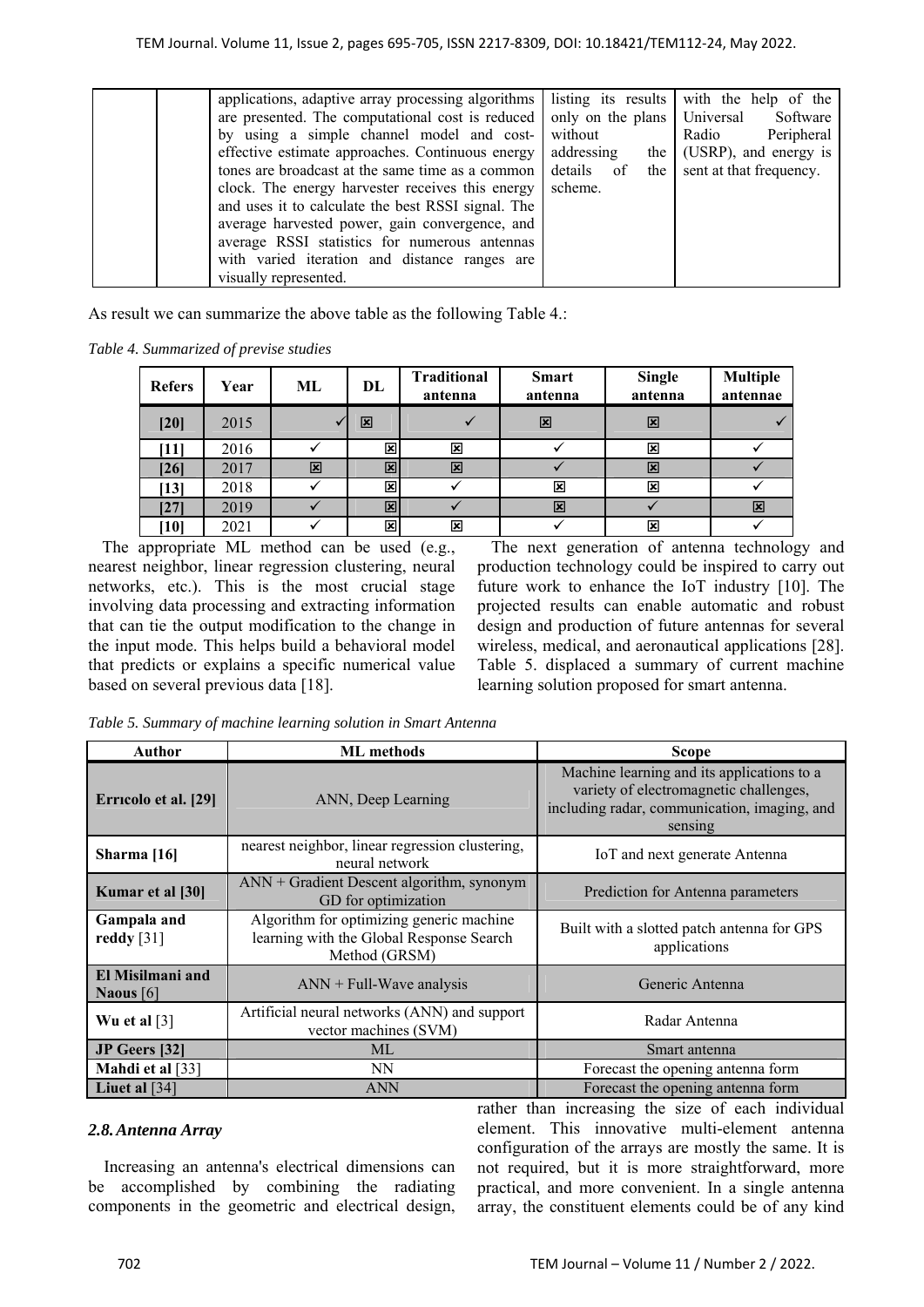| | | applications, adaptive array processing algorithms are presented. The computational cost is reduced by using a simple channel model and cost-effective estimate approaches. Continuous energy tones are broadcast at the same time as a common clock. The energy harvester receives this energy and uses it to calculate the best RSSI signal. The average harvested power, gain convergence, and average RSSI statistics for numerous antennas with varied iteration and distance ranges are visually represented. | listing its results only on the plans without addressing the details of the scheme. | with the help of the Universal Software Radio Peripheral (USRP), and energy is sent at that frequency. |
|---|---|---|---|---|

As result we can summarize the above table as the following Table 4.:

*Table 4. Summarized of previse studies*

| Refers | Year | ML | DL | Traditional antenna | Smart antenna | Single antenna | Multiple antennae |
|---|---|---|---|---|---|---|---|
| [20] | 2015 | ✓ | ☒ | ✓ | ☒ | ☒ | ✓ |
| [11] | 2016 | ✓ | ☒ | ☒ | ✓ | ☒ | ✓ |
| [26] | 2017 | ☒ | ☒ | ☒ | ✓ | ☒ | ✓ |
| [13] | 2018 | ✓ | ☒ | ✓ | ☒ | ☒ | ✓ |
| [27] | 2019 | ✓ | ☒ | ✓ | ☒ | ✓ | ☒ |
| [10] | 2021 | ✓ | ☒ | ☒ | ✓ | ☒ | ✓ |

The appropriate ML method can be used (e.g., nearest neighbor, linear regression clustering, neural networks, etc.). This is the most crucial stage involving data processing and extracting information that can tie the output modification to the change in the input mode. This helps build a behavioral model that predicts or explains a specific numerical value based on several previous data [18].

The next generation of antenna technology and production technology could be inspired to carry out future work to enhance the IoT industry [10]. The projected results can enable automatic and robust design and production of future antennas for several wireless, medical, and aeronautical applications [28]. Table 5. displaced a summary of current machine learning solution proposed for smart antenna.

*Table 5. Summary of machine learning solution in Smart Antenna*

| Author | ML methods | Scope |
|---|---|---|
| **Errıcolo et al. [29]** | ANN, Deep Learning | Machine learning and its applications to a variety of electromagnetic challenges, including radar, communication, imaging, and sensing |
| **Sharma [16]** | nearest neighbor, linear regression clustering, neural network | IoT and next generate Antenna |
| **Kumar et al [30]** | ANN + Gradient Descent algorithm, synonym GD for optimization | Prediction for Antenna parameters |
| **Gampala and reddy** [31] | Algorithm for optimizing generic machine learning with the Global Response Search Method (GRSM) | Built with a slotted patch antenna for GPS applications |
| **El Misilmani and Naous** [6] | ANN + Full-Wave analysis | Generic Antenna |
| **Wu et al** [3] | Artificial neural networks (ANN) and support vector machines (SVM) | Radar Antenna |
| **JP Geers [32]** | ML | Smart antenna |
| **Mahdi et al** [33] | NN | Forecast the opening antenna form |
| **Liuet al** [34] | ANN | Forecast the opening antenna form |

### *2.8. Antenna Array*

Increasing an antenna's electrical dimensions can be accomplished by combining the radiating components in the geometric and electrical design, rather than increasing the size of each individual element. This innovative multi-element antenna configuration of the arrays are mostly the same. It is not required, but it is more straightforward, more practical, and more convenient. In a single antenna array, the constituent elements could be of any kind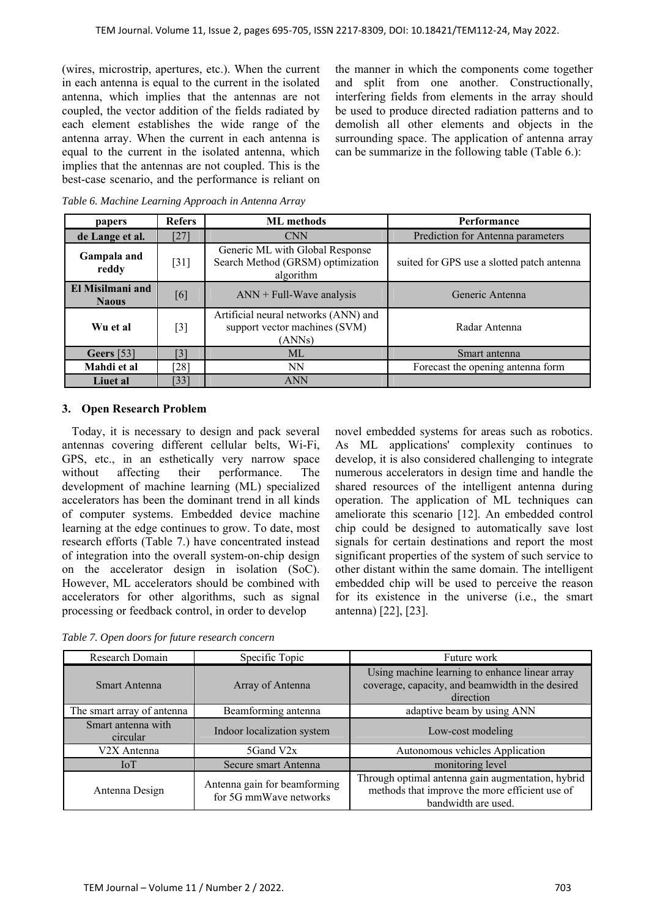(wires, microstrip, apertures, etc.). When the current in each antenna is equal to the current in the isolated antenna, which implies that the antennas are not coupled, the vector addition of the fields radiated by each element establishes the wide range of the antenna array. When the current in each antenna is equal to the current in the isolated antenna, which implies that the antennas are not coupled. This is the best-case scenario, and the performance is reliant on the manner in which the components come together and split from one another. Constructionally, interfering fields from elements in the array should be used to produce directed radiation patterns and to demolish all other elements and objects in the surrounding space. The application of antenna array can be summarize in the following table (Table 6.):

*Table 6. Machine Learning Approach in Antenna Array*

| papers | Refers | ML methods | Performance |
|---|---|---|---|
| **de Lange et al.** | [27] | CNN | Prediction for Antenna parameters |
| **Gampala and reddy** | [31] | Generic ML with Global Response Search Method (GRSM) optimization algorithm | suited for GPS use a slotted patch antenna |
| **El Misilmani and Naous** | [6] | ANN + Full-Wave analysis | Generic Antenna |
| **Wu et al** | [3] | Artificial neural networks (ANN) and support vector machines (SVM) (ANNs) | Radar Antenna |
| **Geers** [53] | [3] | ML | Smart antenna |
| **Mahdi et al** | [28] | NN | Forecast the opening antenna form |
| **Liuet al** | [33] | ANN | |

## 3. Open Research Problem

Today, it is necessary to design and pack several antennas covering different cellular belts, Wi-Fi, GPS, etc., in an esthetically very narrow space without affecting their performance. The development of machine learning (ML) specialized accelerators has been the dominant trend in all kinds of computer systems. Embedded device machine learning at the edge continues to grow. To date, most research efforts (Table 7.) have concentrated instead of integration into the overall system-on-chip design on the accelerator design in isolation (SoC). However, ML accelerators should be combined with accelerators for other algorithms, such as signal processing or feedback control, in order to develop novel embedded systems for areas such as robotics. As ML applications' complexity continues to develop, it is also considered challenging to integrate numerous accelerators in design time and handle the shared resources of the intelligent antenna during operation. The application of ML techniques can ameliorate this scenario [12]. An embedded control chip could be designed to automatically save lost signals for certain destinations and report the most significant properties of the system of such service to other distant within the same domain. The intelligent embedded chip will be used to perceive the reason for its existence in the universe (i.e., the smart antenna) [22], [23].

*Table 7. Open doors for future research concern*

| Research Domain | Specific Topic | Future work |
|---|---|---|
| Smart Antenna | Array of Antenna | Using machine learning to enhance linear array coverage, capacity, and beamwidth in the desired direction |
| The smart array of antenna | Beamforming antenna | adaptive beam by using ANN |
| Smart antenna with circular | Indoor localization system | Low-cost modeling |
| V2X Antenna | 5Gand V2x | Autonomous vehicles Application |
| IoT | Secure smart Antenna | monitoring level |
| Antenna Design | Antenna gain for beamforming for 5G mmWave networks | Through optimal antenna gain augmentation, hybrid methods that improve the more efficient use of bandwidth are used. |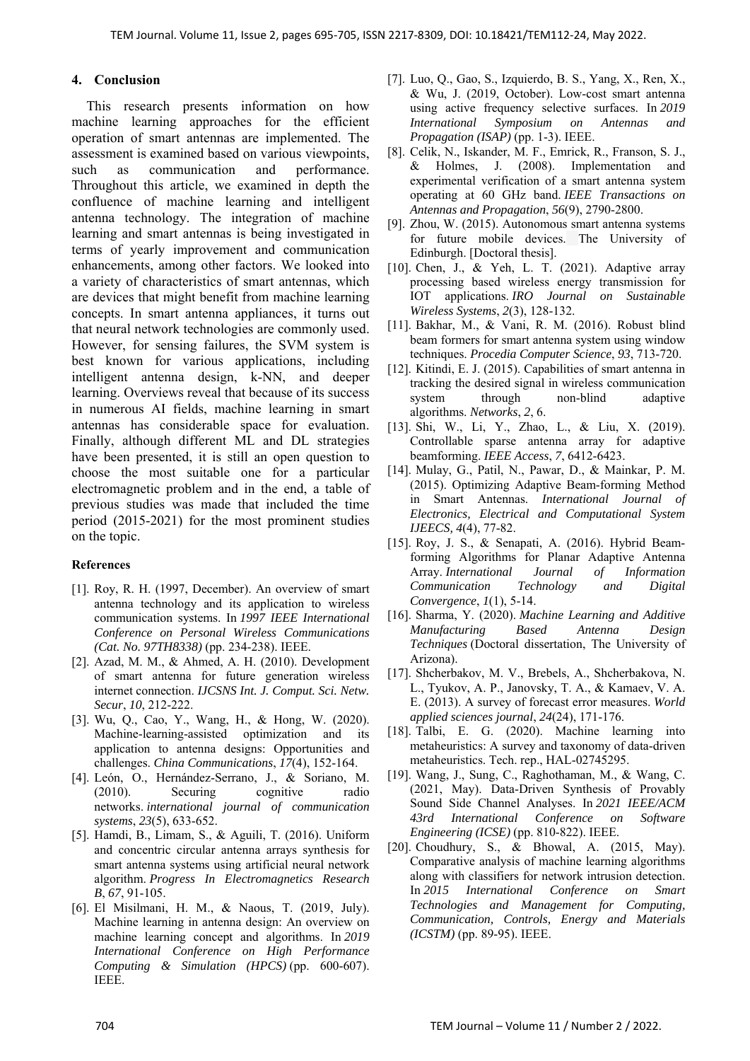## 4. Conclusion

This research presents information on how machine learning approaches for the efficient operation of smart antennas are implemented. The assessment is examined based on various viewpoints, such as communication and performance. Throughout this article, we examined in depth the confluence of machine learning and intelligent antenna technology. The integration of machine learning and smart antennas is being investigated in terms of yearly improvement and communication enhancements, among other factors. We looked into a variety of characteristics of smart antennas, which are devices that might benefit from machine learning concepts. In smart antenna appliances, it turns out that neural network technologies are commonly used. However, for sensing failures, the SVM system is best known for various applications, including intelligent antenna design, k-NN, and deeper learning. Overviews reveal that because of its success in numerous AI fields, machine learning in smart antennas has considerable space for evaluation. Finally, although different ML and DL strategies have been presented, it is still an open question to choose the most suitable one for a particular electromagnetic problem and in the end, a table of previous studies was made that included the time period (2015-2021) for the most prominent studies on the topic.

### References

[1]. Roy, R. H. (1997, December). An overview of smart antenna technology and its application to wireless communication systems. In *1997 IEEE International Conference on Personal Wireless Communications (Cat. No. 97TH8338)* (pp. 234-238). IEEE.

[2]. Azad, M. M., & Ahmed, A. H. (2010). Development of smart antenna for future generation wireless internet connection. *IJCSNS Int. J. Comput. Sci. Netw. Secur*, *10*, 212-222.

[3]. Wu, Q., Cao, Y., Wang, H., & Hong, W. (2020). Machine-learning-assisted optimization and its application to antenna designs: Opportunities and challenges. *China Communications*, *17*(4), 152-164.

[4]. León, O., Hernández-Serrano, J., & Soriano, M. (2010). Securing cognitive radio networks. *international journal of communication systems*, *23*(5), 633-652.

[5]. Hamdi, B., Limam, S., & Aguili, T. (2016). Uniform and concentric circular antenna arrays synthesis for smart antenna systems using artificial neural network algorithm. *Progress In Electromagnetics Research B*, *67*, 91-105.

[6]. El Misilmani, H. M., & Naous, T. (2019, July). Machine learning in antenna design: An overview on machine learning concept and algorithms. In *2019 International Conference on High Performance Computing & Simulation (HPCS)* (pp. 600-607). IEEE.

[7]. Luo, Q., Gao, S., Izquierdo, B. S., Yang, X., Ren, X., & Wu, J. (2019, October). Low-cost smart antenna using active frequency selective surfaces. In *2019 International Symposium on Antennas and Propagation (ISAP)* (pp. 1-3). IEEE.

[8]. Celik, N., Iskander, M. F., Emrick, R., Franson, S. J., & Holmes, J. (2008). Implementation and experimental verification of a smart antenna system operating at 60 GHz band. *IEEE Transactions on Antennas and Propagation*, *56*(9), 2790-2800.

[9]. Zhou, W. (2015). Autonomous smart antenna systems for future mobile devices. The University of Edinburgh. [Doctoral thesis].

[10]. Chen, J., & Yeh, L. T. (2021). Adaptive array processing based wireless energy transmission for IOT applications. *IRO Journal on Sustainable Wireless Systems*, *2*(3), 128-132.

[11]. Bakhar, M., & Vani, R. M. (2016). Robust blind beam formers for smart antenna system using window techniques. *Procedia Computer Science*, *93*, 713-720.

[12]. Kitindi, E. J. (2015). Capabilities of smart antenna in tracking the desired signal in wireless communication system through non-blind adaptive algorithms. *Networks*, *2*, 6.

[13]. Shi, W., Li, Y., Zhao, L., & Liu, X. (2019). Controllable sparse antenna array for adaptive beamforming. *IEEE Access*, *7*, 6412-6423.

[14]. Mulay, G., Patil, N., Pawar, D., & Mainkar, P. M. (2015). Optimizing Adaptive Beam-forming Method in Smart Antennas. *International Journal of Electronics, Electrical and Computational System IJEECS, 4*(4), 77-82.

[15]. Roy, J. S., & Senapati, A. (2016). Hybrid Beam-forming Algorithms for Planar Adaptive Antenna Array. *International Journal of Information Communication Technology and Digital Convergence*, *1*(1), 5-14.

[16]. Sharma, Y. (2020). *Machine Learning and Additive Manufacturing Based Antenna Design Techniques* (Doctoral dissertation, The University of Arizona).

[17]. Shcherbakov, M. V., Brebels, A., Shcherbakova, N. L., Tyukov, A. P., Janovsky, T. A., & Kamaev, V. A. E. (2013). A survey of forecast error measures. *World applied sciences journal*, *24*(24), 171-176.

[18]. Talbi, E. G. (2020). Machine learning into metaheuristics: A survey and taxonomy of data-driven metaheuristics. Tech. rep., HAL-02745295.

[19]. Wang, J., Sung, C., Raghothaman, M., & Wang, C. (2021, May). Data-Driven Synthesis of Provably Sound Side Channel Analyses. In *2021 IEEE/ACM 43rd International Conference on Software Engineering (ICSE)* (pp. 810-822). IEEE.

[20]. Choudhury, S., & Bhowal, A. (2015, May). Comparative analysis of machine learning algorithms along with classifiers for network intrusion detection. In *2015 International Conference on Smart Technologies and Management for Computing, Communication, Controls, Energy and Materials (ICSTM)* (pp. 89-95). IEEE.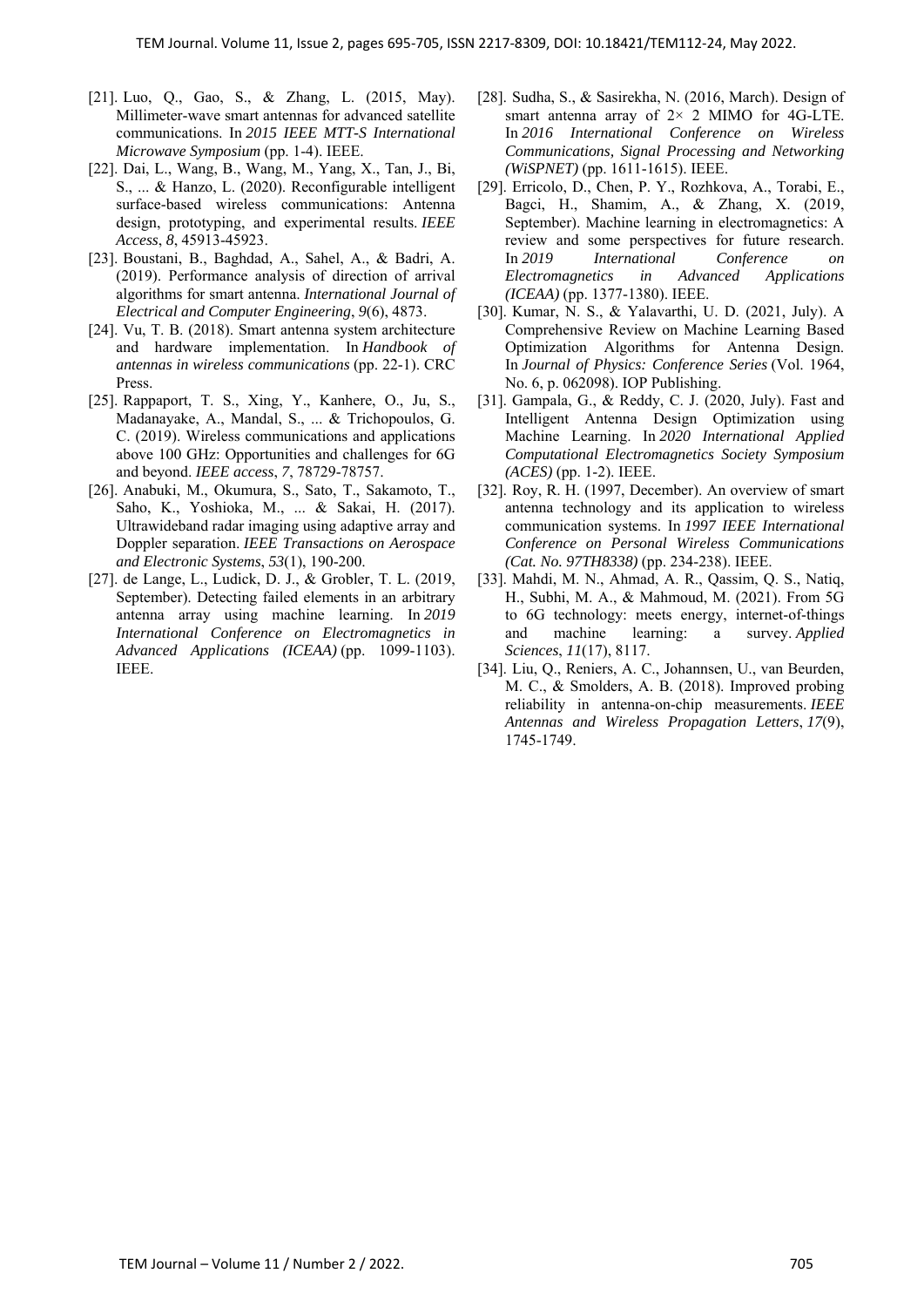[21]. Luo, Q., Gao, S., & Zhang, L. (2015, May). Millimeter-wave smart antennas for advanced satellite communications. In *2015 IEEE MTT-S International Microwave Symposium* (pp. 1-4). IEEE.

[22]. Dai, L., Wang, B., Wang, M., Yang, X., Tan, J., Bi, S., ... & Hanzo, L. (2020). Reconfigurable intelligent surface-based wireless communications: Antenna design, prototyping, and experimental results. *IEEE Access*, *8*, 45913-45923.

[23]. Boustani, B., Baghdad, A., Sahel, A., & Badri, A. (2019). Performance analysis of direction of arrival algorithms for smart antenna. *International Journal of Electrical and Computer Engineering*, *9*(6), 4873.

[24]. Vu, T. B. (2018). Smart antenna system architecture and hardware implementation. In *Handbook of antennas in wireless communications* (pp. 22-1). CRC Press.

[25]. Rappaport, T. S., Xing, Y., Kanhere, O., Ju, S., Madanayake, A., Mandal, S., ... & Trichopoulos, G. C. (2019). Wireless communications and applications above 100 GHz: Opportunities and challenges for 6G and beyond. *IEEE access*, *7*, 78729-78757.

[26]. Anabuki, M., Okumura, S., Sato, T., Sakamoto, T., Saho, K., Yoshioka, M., ... & Sakai, H. (2017). Ultrawideband radar imaging using adaptive array and Doppler separation. *IEEE Transactions on Aerospace and Electronic Systems*, *53*(1), 190-200.

[27]. de Lange, L., Ludick, D. J., & Grobler, T. L. (2019, September). Detecting failed elements in an arbitrary antenna array using machine learning. In *2019 International Conference on Electromagnetics in Advanced Applications (ICEAA)* (pp. 1099-1103). IEEE.

[28]. Sudha, S., & Sasirekha, N. (2016, March). Design of smart antenna array of 2× 2 MIMO for 4G-LTE. In *2016 International Conference on Wireless Communications, Signal Processing and Networking (WiSPNET)* (pp. 1611-1615). IEEE.

[29]. Erricolo, D., Chen, P. Y., Rozhkova, A., Torabi, E., Bagci, H., Shamim, A., & Zhang, X. (2019, September). Machine learning in electromagnetics: A review and some perspectives for future research. In *2019 International Conference on Electromagnetics in Advanced Applications (ICEAA)* (pp. 1377-1380). IEEE.

[30]. Kumar, N. S., & Yalavarthi, U. D. (2021, July). A Comprehensive Review on Machine Learning Based Optimization Algorithms for Antenna Design. In *Journal of Physics: Conference Series* (Vol. 1964, No. 6, p. 062098). IOP Publishing.

[31]. Gampala, G., & Reddy, C. J. (2020, July). Fast and Intelligent Antenna Design Optimization using Machine Learning. In *2020 International Applied Computational Electromagnetics Society Symposium (ACES)* (pp. 1-2). IEEE.

[32]. Roy, R. H. (1997, December). An overview of smart antenna technology and its application to wireless communication systems. In *1997 IEEE International Conference on Personal Wireless Communications (Cat. No. 97TH8338)* (pp. 234-238). IEEE.

[33]. Mahdi, M. N., Ahmad, A. R., Qassim, Q. S., Natiq, H., Subhi, M. A., & Mahmoud, M. (2021). From 5G to 6G technology: meets energy, internet-of-things and machine learning: a survey. *Applied Sciences*, *11*(17), 8117.

[34]. Liu, Q., Reniers, A. C., Johannsen, U., van Beurden, M. C., & Smolders, A. B. (2018). Improved probing reliability in antenna-on-chip measurements. *IEEE Antennas and Wireless Propagation Letters*, *17*(9), 1745-1749.